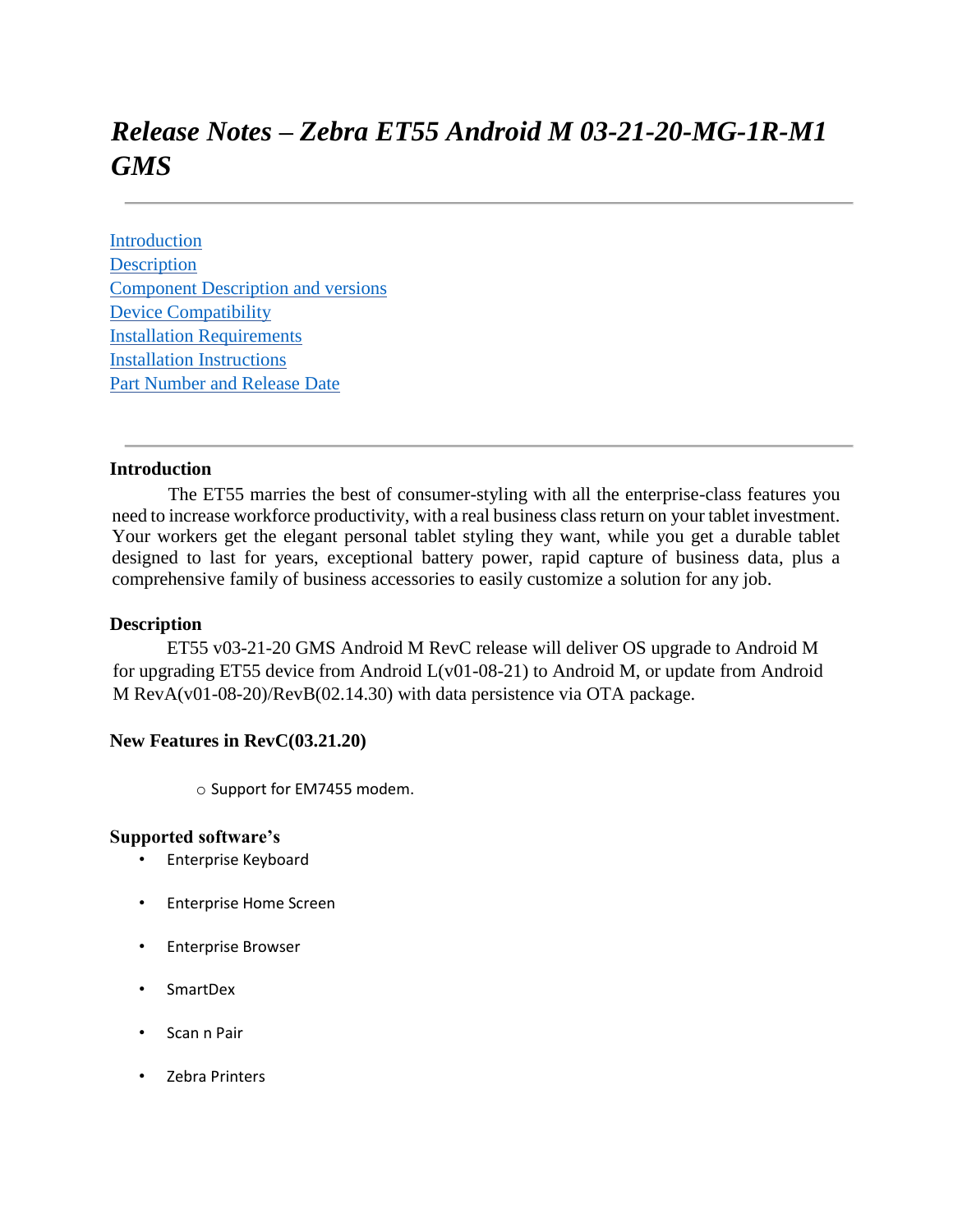# *Release Notes – Zebra ET55 Android M 03-21-20-MG-1R-M1 GMS*

---

[Introduction](#introduction)
[Description](#description)
[Component Description and versions](#component-description-and-versions)
[Device Compatibility](#device-compatibility)
[Installation Requirements](#installation-requirements)
[Installation Instructions](#installation-instructions)
[Part Number and Release Date](#part-number-and-release-date)

---

### Introduction

The ET55 marries the best of consumer-styling with all the enterprise-class features you need to increase workforce productivity, with a real business class return on your tablet investment. Your workers get the elegant personal tablet styling they want, while you get a durable tablet designed to last for years, exceptional battery power, rapid capture of business data, plus a comprehensive family of business accessories to easily customize a solution for any job.

### Description

ET55 v03-21-20 GMS Android M RevC release will deliver OS upgrade to Android M for upgrading ET55 device from Android L(v01-08-21) to Android M, or update from Android M RevA(v01-08-20)/RevB(02.14.30) with data persistence via OTA package.

### New Features in RevC(03.21.20)

- Support for EM7455 modem.

### Supported software's

- Enterprise Keyboard
- Enterprise Home Screen
- Enterprise Browser
- SmartDex
- Scan n Pair
- Zebra Printers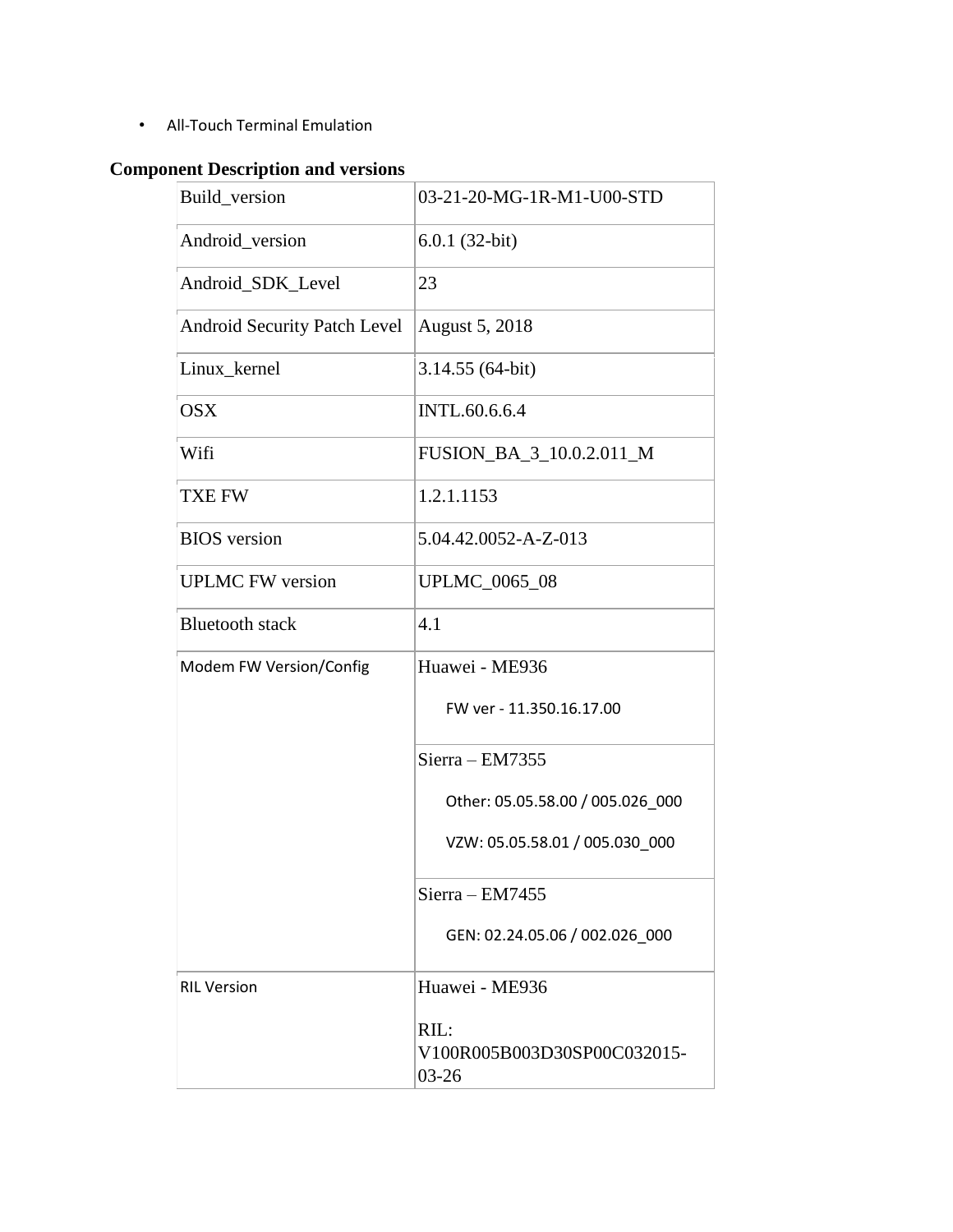- All-Touch Terminal Emulation

## Component Description and versions

| Build_version | 03-21-20-MG-1R-M1-U00-STD |
|---|---|
| Android_version | 6.0.1 (32-bit) |
| Android_SDK_Level | 23 |
| Android Security Patch Level | August 5, 2018 |
| Linux_kernel | 3.14.55 (64-bit) |
| OSX | INTL.60.6.6.4 |
| Wifi | FUSION_BA_3_10.0.2.011_M |
| TXE FW | 1.2.1.1153 |
| BIOS version | 5.04.42.0052-A-Z-013 |
| UPLMC FW version | UPLMC_0065_08 |
| Bluetooth stack | 4.1 |
| Modem FW Version/Config | Huawei - ME936<br>FW ver - 11.350.16.17.00 |
| | Sierra – EM7355<br>Other: 05.05.58.00 / 005.026_000<br>VZW: 05.05.58.01 / 005.030_000 |
| | Sierra – EM7455<br>GEN: 02.24.05.06 / 002.026_000 |
| RIL Version | Huawei - ME936<br>RIL: V100R005B003D30SP00C032015-03-26 |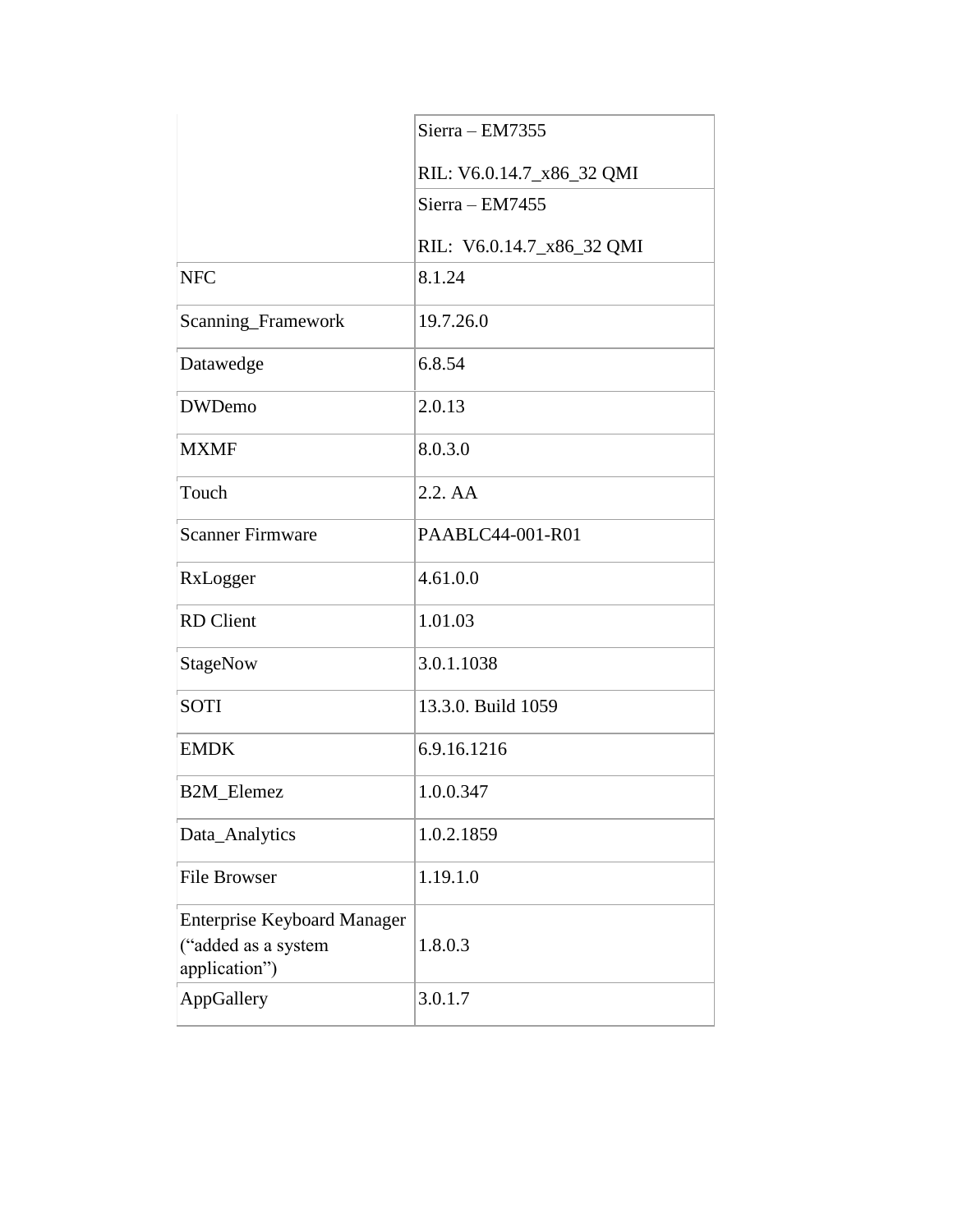| | |
|---|---|
| | Sierra – EM7355<br><br>RIL: V6.0.14.7_x86_32 QMI |
| | Sierra – EM7455<br><br>RIL:  V6.0.14.7_x86_32 QMI |
| NFC | 8.1.24 |
| Scanning_Framework | 19.7.26.0 |
| Datawedge | 6.8.54 |
| DWDemo | 2.0.13 |
| MXMF | 8.0.3.0 |
| Touch | 2.2. AA |
| Scanner Firmware | PAABLC44-001-R01 |
| RxLogger | 4.61.0.0 |
| RD Client | 1.01.03 |
| StageNow | 3.0.1.1038 |
| SOTI | 13.3.0. Build 1059 |
| EMDK | 6.9.16.1216 |
| B2M_Elemez | 1.0.0.347 |
| Data_Analytics | 1.0.2.1859 |
| File Browser | 1.19.1.0 |
| Enterprise Keyboard Manager (“added as a system application”) | 1.8.0.3 |
| AppGallery | 3.0.1.7 |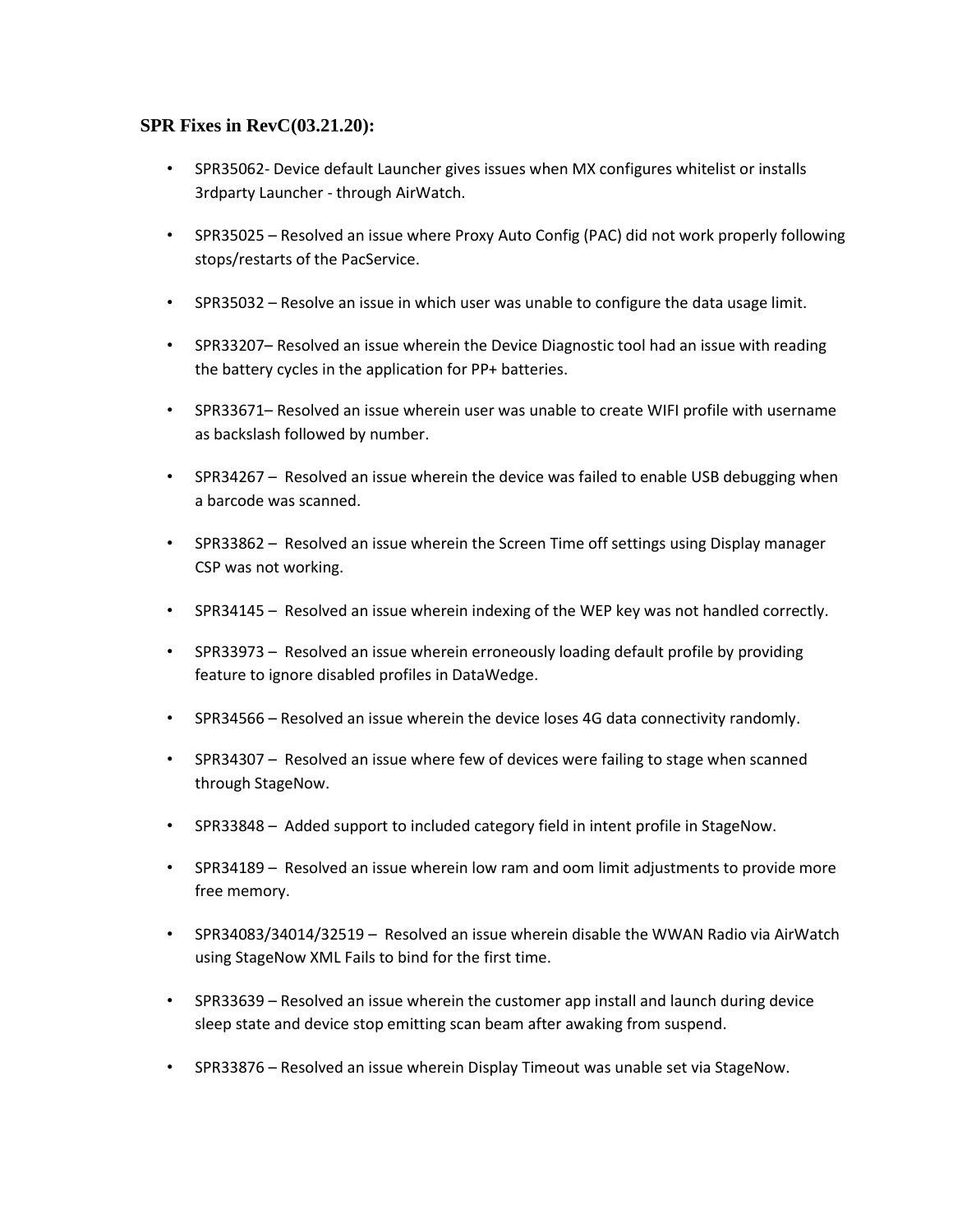### SPR Fixes in RevC(03.21.20):

- SPR35062- Device default Launcher gives issues when MX configures whitelist or installs 3rdparty Launcher - through AirWatch.
- SPR35025 – Resolved an issue where Proxy Auto Config (PAC) did not work properly following stops/restarts of the PacService.
- SPR35032 – Resolve an issue in which user was unable to configure the data usage limit.
- SPR33207– Resolved an issue wherein the Device Diagnostic tool had an issue with reading the battery cycles in the application for PP+ batteries.
- SPR33671– Resolved an issue wherein user was unable to create WIFI profile with username as backslash followed by number.
- SPR34267 – Resolved an issue wherein the device was failed to enable USB debugging when a barcode was scanned.
- SPR33862 – Resolved an issue wherein the Screen Time off settings using Display manager CSP was not working.
- SPR34145 – Resolved an issue wherein indexing of the WEP key was not handled correctly.
- SPR33973 – Resolved an issue wherein erroneously loading default profile by providing feature to ignore disabled profiles in DataWedge.
- SPR34566 – Resolved an issue wherein the device loses 4G data connectivity randomly.
- SPR34307 – Resolved an issue where few of devices were failing to stage when scanned through StageNow.
- SPR33848 – Added support to included category field in intent profile in StageNow.
- SPR34189 – Resolved an issue wherein low ram and oom limit adjustments to provide more free memory.
- SPR34083/34014/32519 – Resolved an issue wherein disable the WWAN Radio via AirWatch using StageNow XML Fails to bind for the first time.
- SPR33639 – Resolved an issue wherein the customer app install and launch during device sleep state and device stop emitting scan beam after awaking from suspend.
- SPR33876 – Resolved an issue wherein Display Timeout was unable set via StageNow.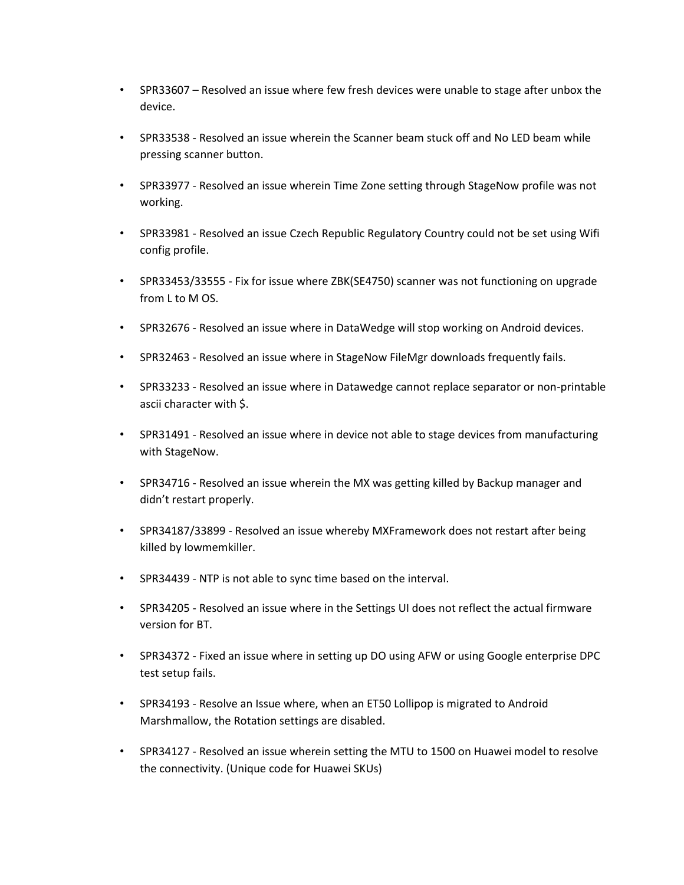- SPR33607 – Resolved an issue where few fresh devices were unable to stage after unbox the device.
- SPR33538 - Resolved an issue wherein the Scanner beam stuck off and No LED beam while pressing scanner button.
- SPR33977 - Resolved an issue wherein Time Zone setting through StageNow profile was not working.
- SPR33981 - Resolved an issue Czech Republic Regulatory Country could not be set using Wifi config profile.
- SPR33453/33555 - Fix for issue where ZBK(SE4750) scanner was not functioning on upgrade from L to M OS.
- SPR32676 - Resolved an issue where in DataWedge will stop working on Android devices.
- SPR32463 - Resolved an issue where in StageNow FileMgr downloads frequently fails.
- SPR33233 - Resolved an issue where in Datawedge cannot replace separator or non-printable ascii character with $.
- SPR31491 - Resolved an issue where in device not able to stage devices from manufacturing with StageNow.
- SPR34716 - Resolved an issue wherein the MX was getting killed by Backup manager and didn't restart properly.
- SPR34187/33899 - Resolved an issue whereby MXFramework does not restart after being killed by lowmemkiller.
- SPR34439 - NTP is not able to sync time based on the interval.
- SPR34205 - Resolved an issue where in the Settings UI does not reflect the actual firmware version for BT.
- SPR34372 - Fixed an issue where in setting up DO using AFW or using Google enterprise DPC test setup fails.
- SPR34193 - Resolve an Issue where, when an ET50 Lollipop is migrated to Android Marshmallow, the Rotation settings are disabled.
- SPR34127 - Resolved an issue wherein setting the MTU to 1500 on Huawei model to resolve the connectivity. (Unique code for Huawei SKUs)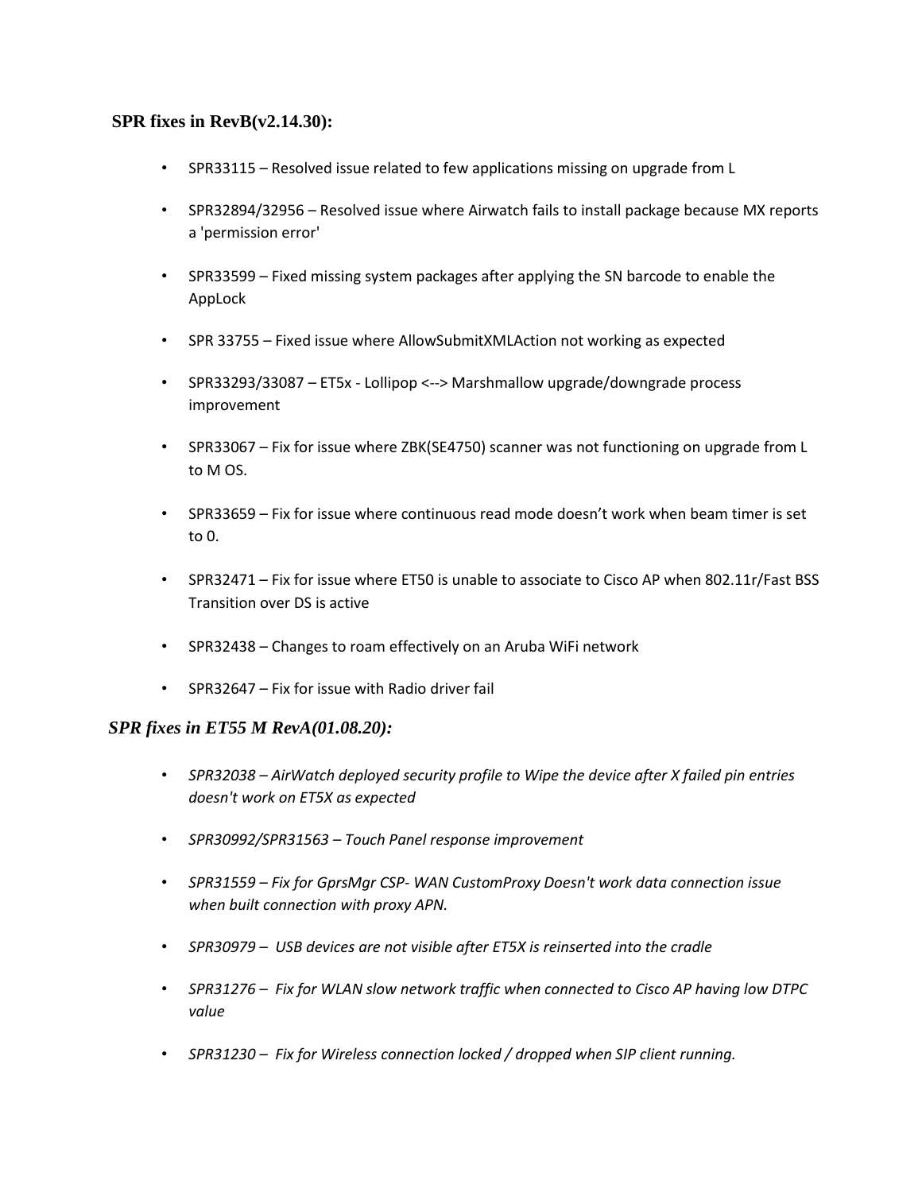### SPR fixes in RevB(v2.14.30):

- SPR33115 – Resolved issue related to few applications missing on upgrade from L
- SPR32894/32956 – Resolved issue where Airwatch fails to install package because MX reports a 'permission error'
- SPR33599 – Fixed missing system packages after applying the SN barcode to enable the AppLock
- SPR 33755 – Fixed issue where AllowSubmitXMLAction not working as expected
- SPR33293/33087 – ET5x - Lollipop <--> Marshmallow upgrade/downgrade process improvement
- SPR33067 – Fix for issue where ZBK(SE4750) scanner was not functioning on upgrade from L to M OS.
- SPR33659 – Fix for issue where continuous read mode doesn't work when beam timer is set to 0.
- SPR32471 – Fix for issue where ET50 is unable to associate to Cisco AP when 802.11r/Fast BSS Transition over DS is active
- SPR32438 – Changes to roam effectively on an Aruba WiFi network
- SPR32647 – Fix for issue with Radio driver fail

### *SPR fixes in ET55 M RevA(01.08.20):*

- *SPR32038 – AirWatch deployed security profile to Wipe the device after X failed pin entries doesn't work on ET5X as expected*
- *SPR30992/SPR31563 – Touch Panel response improvement*
- *SPR31559 – Fix for GprsMgr CSP- WAN CustomProxy Doesn't work data connection issue when built connection with proxy APN.*
- *SPR30979 – USB devices are not visible after ET5X is reinserted into the cradle*
- *SPR31276 – Fix for WLAN slow network traffic when connected to Cisco AP having low DTPC value*
- *SPR31230 – Fix for Wireless connection locked / dropped when SIP client running.*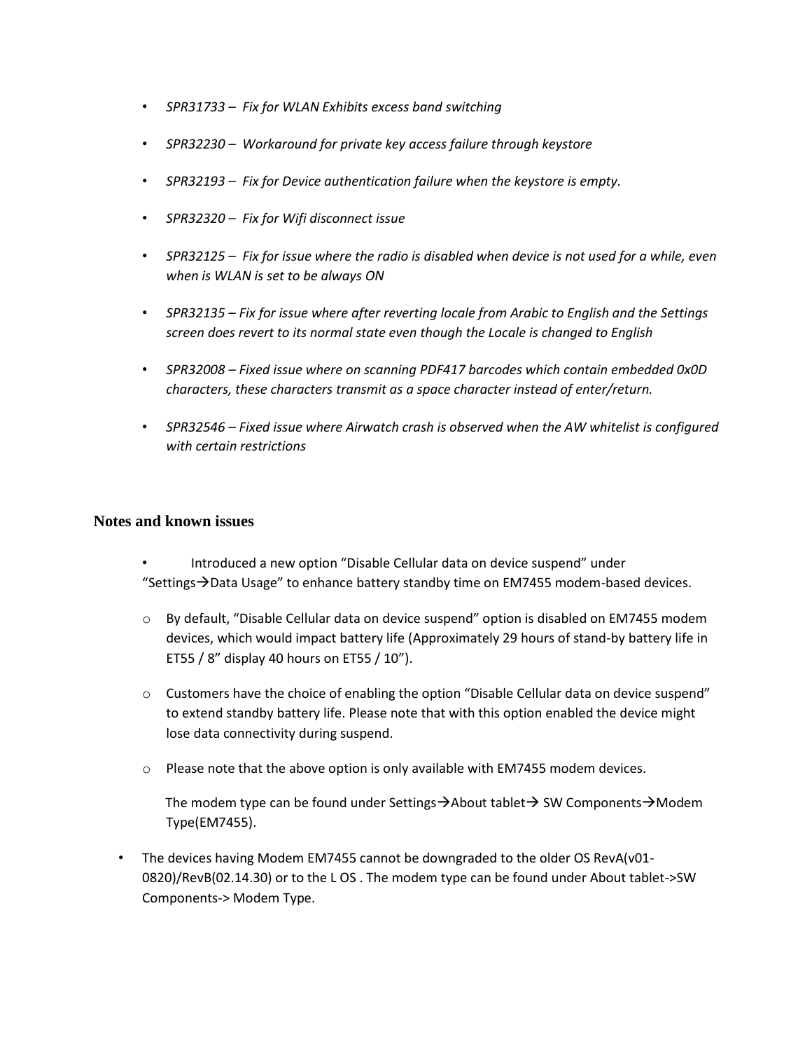- *SPR31733 – Fix for WLAN Exhibits excess band switching*
- *SPR32230 – Workaround for private key access failure through keystore*
- *SPR32193 – Fix for Device authentication failure when the keystore is empty.*
- *SPR32320 – Fix for Wifi disconnect issue*
- *SPR32125 – Fix for issue where the radio is disabled when device is not used for a while, even when is WLAN is set to be always ON*
- *SPR32135 – Fix for issue where after reverting locale from Arabic to English and the Settings screen does revert to its normal state even though the Locale is changed to English*
- *SPR32008 – Fixed issue where on scanning PDF417 barcodes which contain embedded 0x0D characters, these characters transmit as a space character instead of enter/return.*
- *SPR32546 – Fixed issue where Airwatch crash is observed when the AW whitelist is configured with certain restrictions*

## Notes and known issues

- Introduced a new option "Disable Cellular data on device suspend" under "Settings→Data Usage" to enhance battery standby time on EM7455 modem-based devices.
  - By default, "Disable Cellular data on device suspend" option is disabled on EM7455 modem devices, which would impact battery life (Approximately 29 hours of stand-by battery life in ET55 / 8" display 40 hours on ET55 / 10").
  - Customers have the choice of enabling the option "Disable Cellular data on device suspend" to extend standby battery life. Please note that with this option enabled the device might lose data connectivity during suspend.
  - Please note that the above option is only available with EM7455 modem devices.

    The modem type can be found under Settings→About tablet→ SW Components→Modem Type(EM7455).
- The devices having Modem EM7455 cannot be downgraded to the older OS RevA(v01-0820)/RevB(02.14.30) or to the L OS . The modem type can be found under About tablet->SW Components-> Modem Type.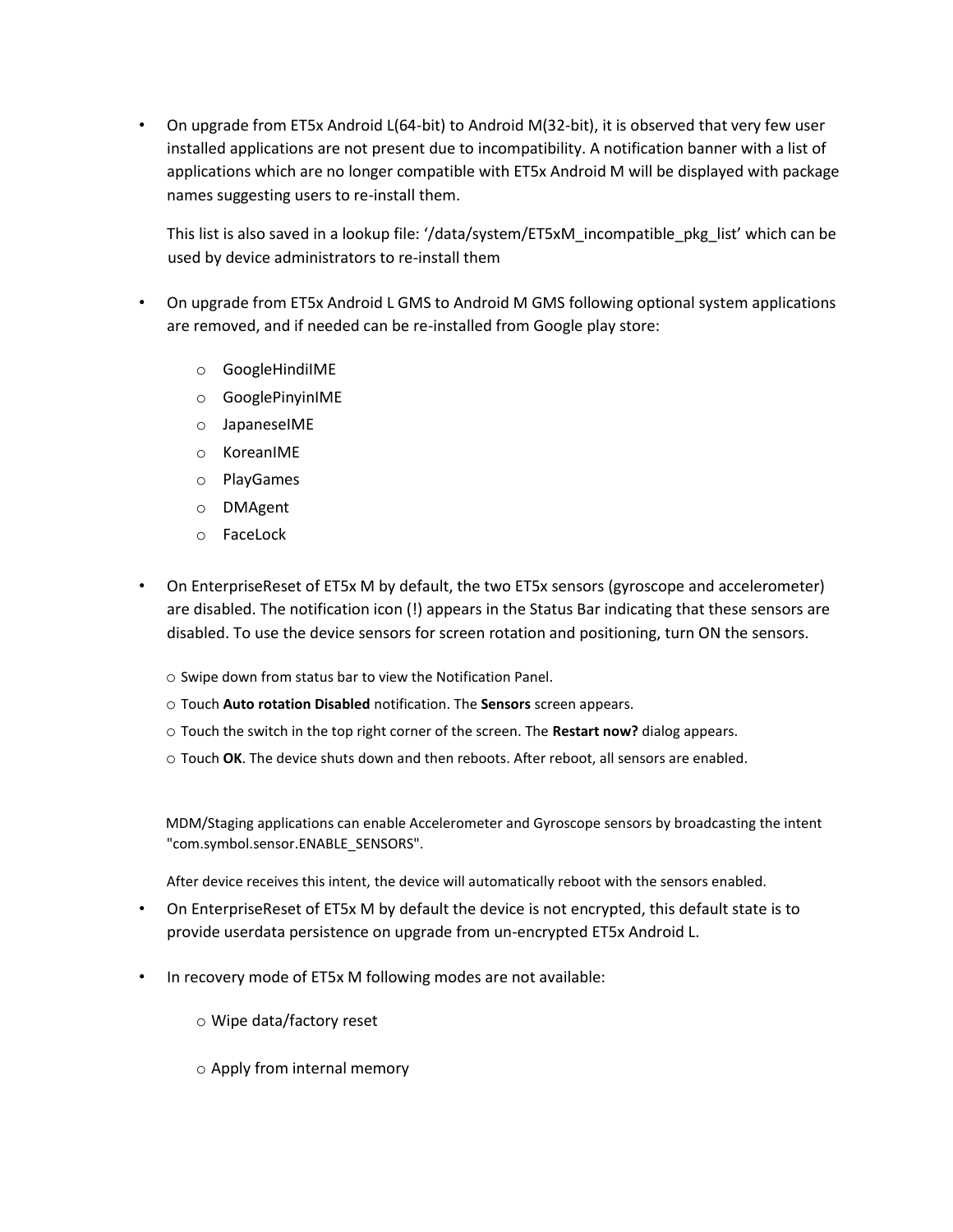- On upgrade from ET5x Android L(64-bit) to Android M(32-bit), it is observed that very few user installed applications are not present due to incompatibility. A notification banner with a list of applications which are no longer compatible with ET5x Android M will be displayed with package names suggesting users to re-install them.

  This list is also saved in a lookup file: '/data/system/ET5xM_incompatible_pkg_list' which can be used by device administrators to re-install them

- On upgrade from ET5x Android L GMS to Android M GMS following optional system applications are removed, and if needed can be re-installed from Google play store:
  - GoogleHindiIME
  - GooglePinyinIME
  - JapaneseIME
  - KoreanIME
  - PlayGames
  - DMAgent
  - FaceLock

- On EnterpriseReset of ET5x M by default, the two ET5x sensors (gyroscope and accelerometer) are disabled. The notification icon (!) appears in the Status Bar indicating that these sensors are disabled. To use the device sensors for screen rotation and positioning, turn ON the sensors.
  - Swipe down from status bar to view the Notification Panel.
  - Touch **Auto rotation Disabled** notification. The **Sensors** screen appears.
  - Touch the switch in the top right corner of the screen. The **Restart now?** dialog appears.
  - Touch **OK**. The device shuts down and then reboots. After reboot, all sensors are enabled.

  MDM/Staging applications can enable Accelerometer and Gyroscope sensors by broadcasting the intent "com.symbol.sensor.ENABLE_SENSORS".

  After device receives this intent, the device will automatically reboot with the sensors enabled.

- On EnterpriseReset of ET5x M by default the device is not encrypted, this default state is to provide userdata persistence on upgrade from un-encrypted ET5x Android L.

- In recovery mode of ET5x M following modes are not available:
  - Wipe data/factory reset
  - Apply from internal memory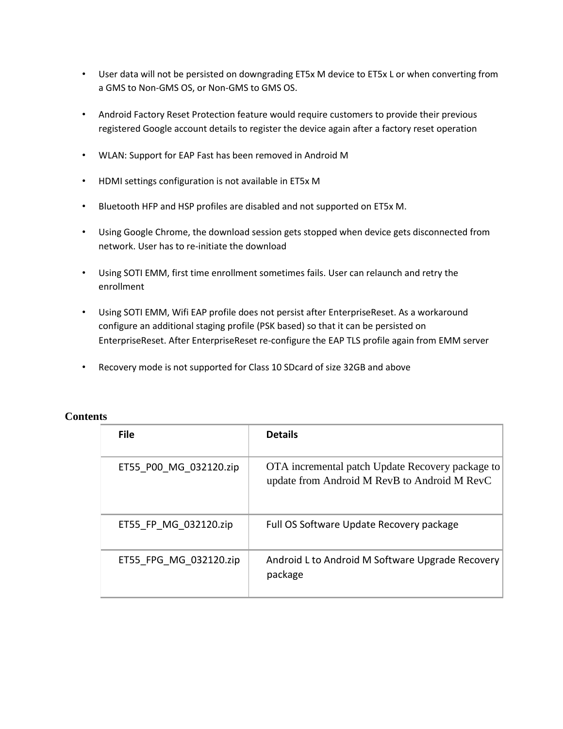- User data will not be persisted on downgrading ET5x M device to ET5x L or when converting from a GMS to Non-GMS OS, or Non-GMS to GMS OS.

- Android Factory Reset Protection feature would require customers to provide their previous registered Google account details to register the device again after a factory reset operation

- WLAN: Support for EAP Fast has been removed in Android M

- HDMI settings configuration is not available in ET5x M

- Bluetooth HFP and HSP profiles are disabled and not supported on ET5x M.

- Using Google Chrome, the download session gets stopped when device gets disconnected from network. User has to re-initiate the download

- Using SOTI EMM, first time enrollment sometimes fails. User can relaunch and retry the enrollment

- Using SOTI EMM, Wifi EAP profile does not persist after EnterpriseReset. As a workaround configure an additional staging profile (PSK based) so that it can be persisted on EnterpriseReset. After EnterpriseReset re-configure the EAP TLS profile again from EMM server

- Recovery mode is not supported for Class 10 SDcard of size 32GB and above

**Contents**

| File | Details |
|---|---|
| ET55_P00_MG_032120.zip | OTA incremental patch Update Recovery package to update from Android M RevB to Android M RevC |
| ET55_FP_MG_032120.zip | Full OS Software Update Recovery package |
| ET55_FPG_MG_032120.zip | Android L to Android M Software Upgrade Recovery package |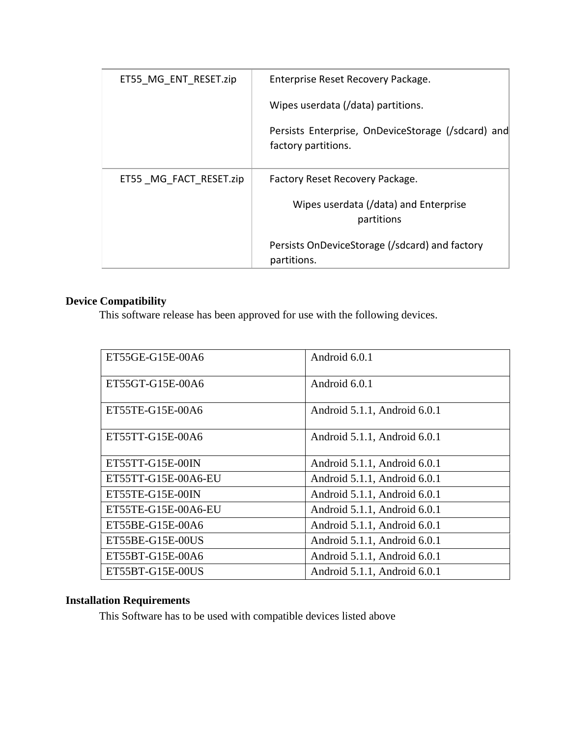| ET55_MG_ENT_RESET.zip | Enterprise Reset Recovery Package.<br><br>Wipes userdata (/data) partitions.<br><br>Persists Enterprise, OnDeviceStorage (/sdcard) and factory partitions. |
|---|---|
| ET55 _MG_FACT_RESET.zip | Factory Reset Recovery Package.<br><br>Wipes userdata (/data) and Enterprise partitions<br><br>Persists OnDeviceStorage (/sdcard) and factory partitions. |

**Device Compatibility**

This software release has been approved for use with the following devices.

| Device | Android Version |
|---|---|
| ET55GE-G15E-00A6 | Android 6.0.1 |
| ET55GT-G15E-00A6 | Android 6.0.1 |
| ET55TE-G15E-00A6 | Android 5.1.1, Android 6.0.1 |
| ET55TT-G15E-00A6 | Android 5.1.1, Android 6.0.1 |
| ET55TT-G15E-00IN | Android 5.1.1, Android 6.0.1 |
| ET55TT-G15E-00A6-EU | Android 5.1.1, Android 6.0.1 |
| ET55TE-G15E-00IN | Android 5.1.1, Android 6.0.1 |
| ET55TE-G15E-00A6-EU | Android 5.1.1, Android 6.0.1 |
| ET55BE-G15E-00A6 | Android 5.1.1, Android 6.0.1 |
| ET55BE-G15E-00US | Android 5.1.1, Android 6.0.1 |
| ET55BT-G15E-00A6 | Android 5.1.1, Android 6.0.1 |
| ET55BT-G15E-00US | Android 5.1.1, Android 6.0.1 |

**Installation Requirements**

This Software has to be used with compatible devices listed above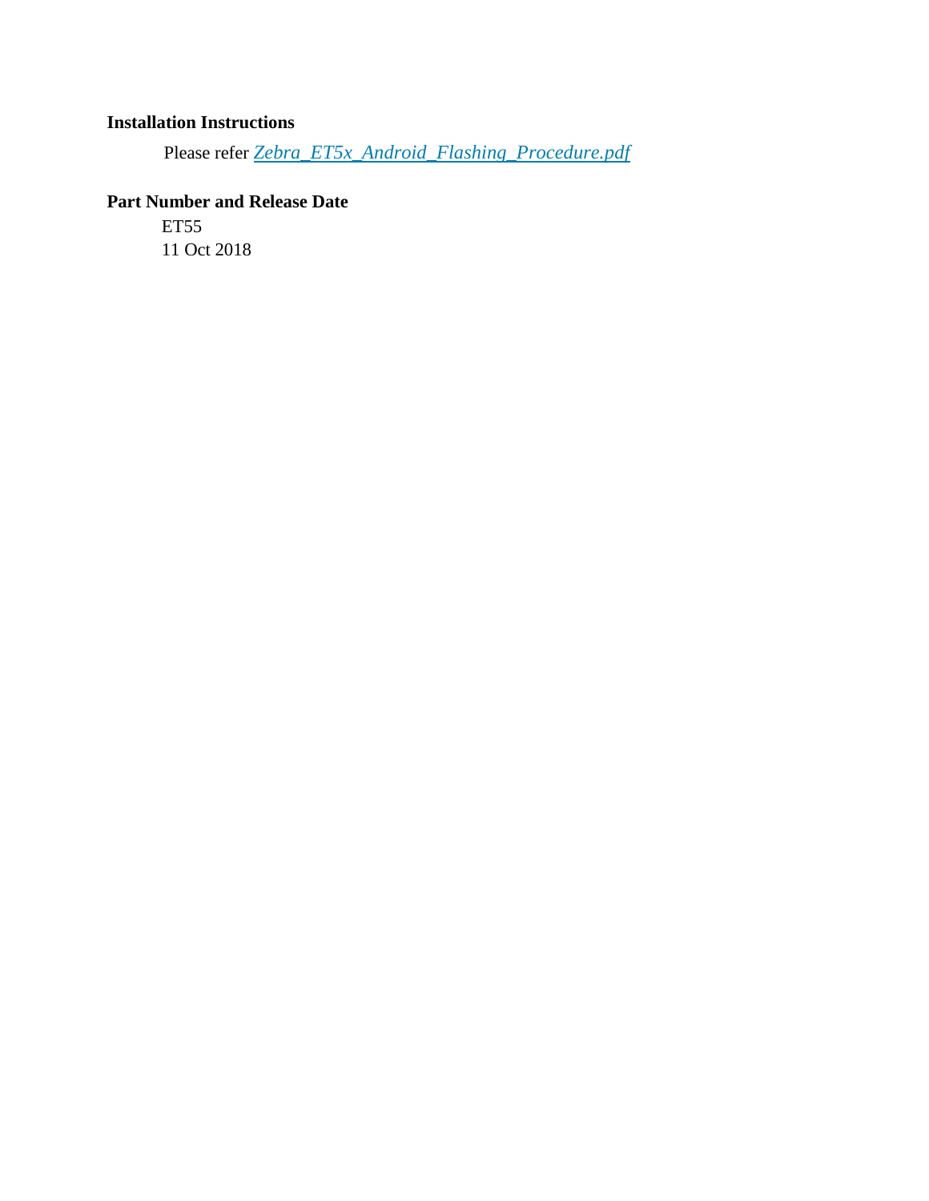**Installation Instructions**

Please refer *Zebra_ET5x_Android_Flashing_Procedure.pdf*

**Part Number and Release Date**

ET55
11 Oct 2018